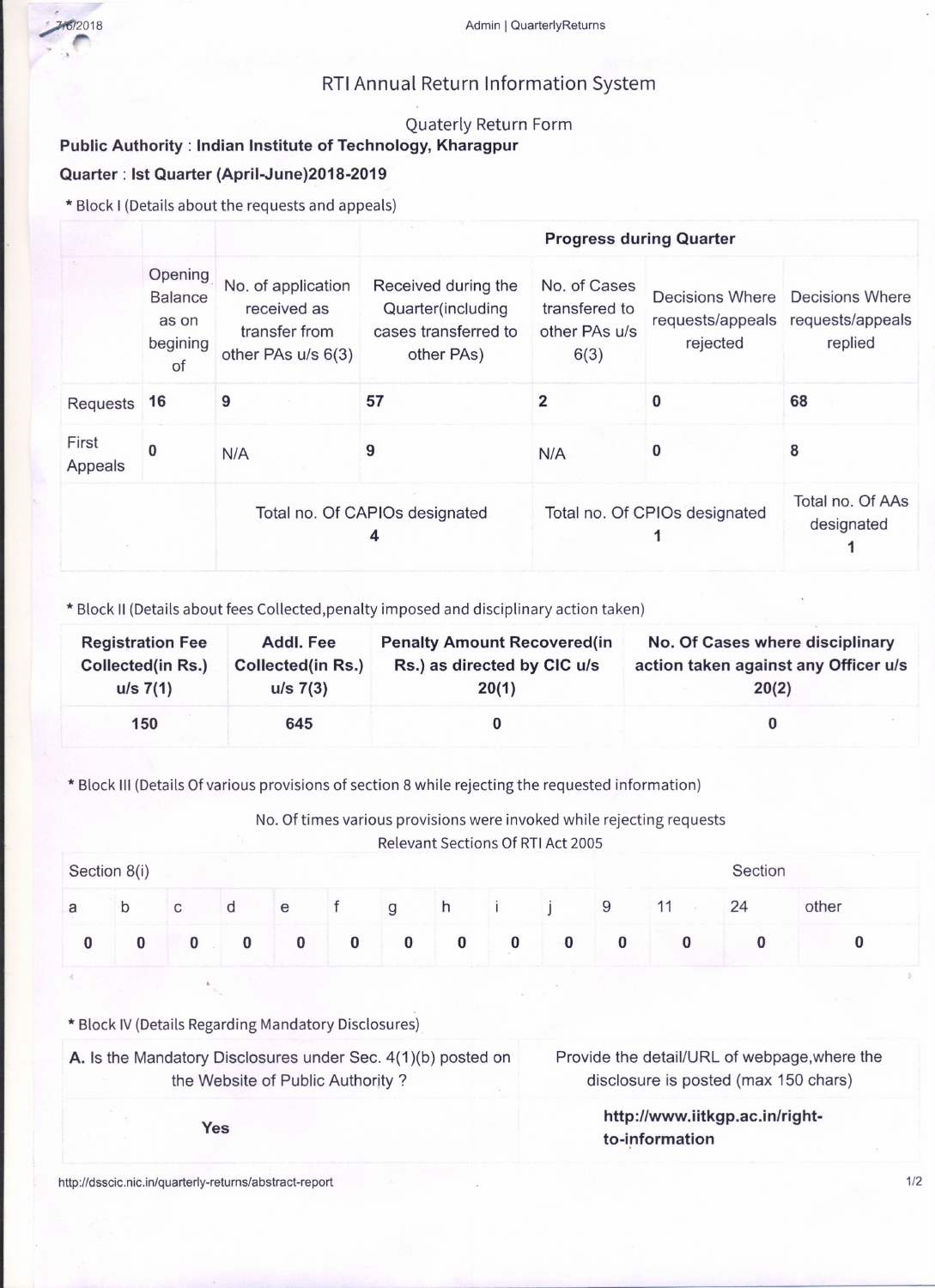# RTI Annual Return Information System

## Quaterly Return Form

**Public Authority** : **Indian Institute of Technology, Kharagpur**

**Quarter** : **Ist Quarter (April-June)2018-2019**

\* Block I (Details about the requests and appeals)

| | Opening Balance as on begining of | No. of application received as transfer from other PAs u/s 6(3) | **Progress during Quarter** | | | |
|---|---|---|---|---|---|---|
| | | | Received during the Quarter(including cases transferred to other PAs) | No. of Cases transfered to other PAs u/s 6(3) | Decisions Where requests/appeals rejected | Decisions Where requests/appeals replied |
| Requests | **16** | **9** | **57** | **2** | **0** | **68** |
| First Appeals | **0** | N/A | **9** | N/A | **0** | **8** |
| | | Total no. Of CAPIOs designated **4** | | Total no. Of CPIOs designated **1** | | Total no. Of AAs designated **1** |

\* Block II (Details about fees Collected,penalty imposed and disciplinary action taken)

| **Registration Fee Collected(in Rs.) u/s 7(1)** | **Addl. Fee Collected(in Rs.) u/s 7(3)** | **Penalty Amount Recovered(in Rs.) as directed by CIC u/s 20(1)** | **No. Of Cases where disciplinary action taken against any Officer u/s 20(2)** |
|---|---|---|---|
| **150** | **645** | **0** | **0** |

\* Block III (Details Of various provisions of section 8 while rejecting the requested information)

No. Of times various provisions were invoked while rejecting requests
Relevant Sections Of RTI Act 2005

| Section 8(i) | | | | | | | | | | Section | | | |
|---|---|---|---|---|---|---|---|---|---|---|---|---|---|
| a | b | c | d | e | f | g | h | i | j | 9 | 11 | 24 | other |
| **0** | **0** | **0** | **0** | **0** | **0** | **0** | **0** | **0** | **0** | **0** | **0** | **0** | **0** |

\* Block IV (Details Regarding Mandatory Disclosures)

| **A.** Is the Mandatory Disclosures under Sec. 4(1)(b) posted on the Website of Public Authority ? | Provide the detail/URL of webpage,where the disclosure is posted (max 150 chars) |
|---|---|
| **Yes** | **http://www.iitkgp.ac.in/right-to-information** |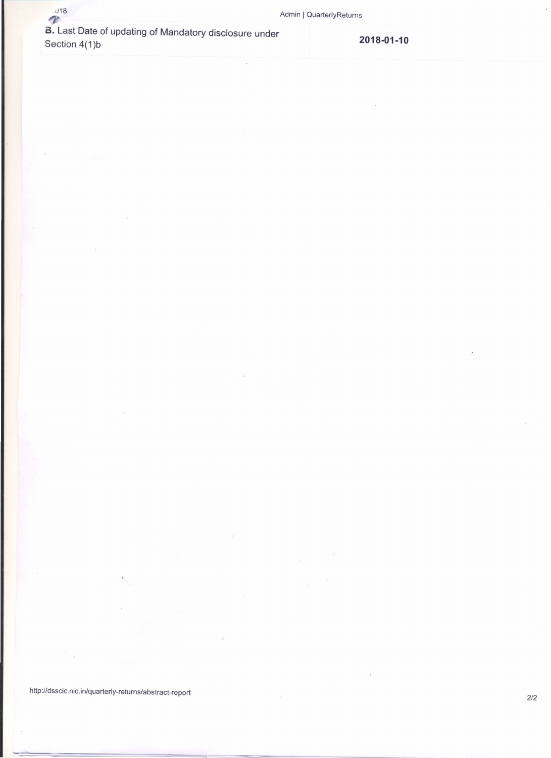| | |
|---|---|
| B. Last Date of updating of Mandatory disclosure under Section 4(1)b | 2018-01-10 |